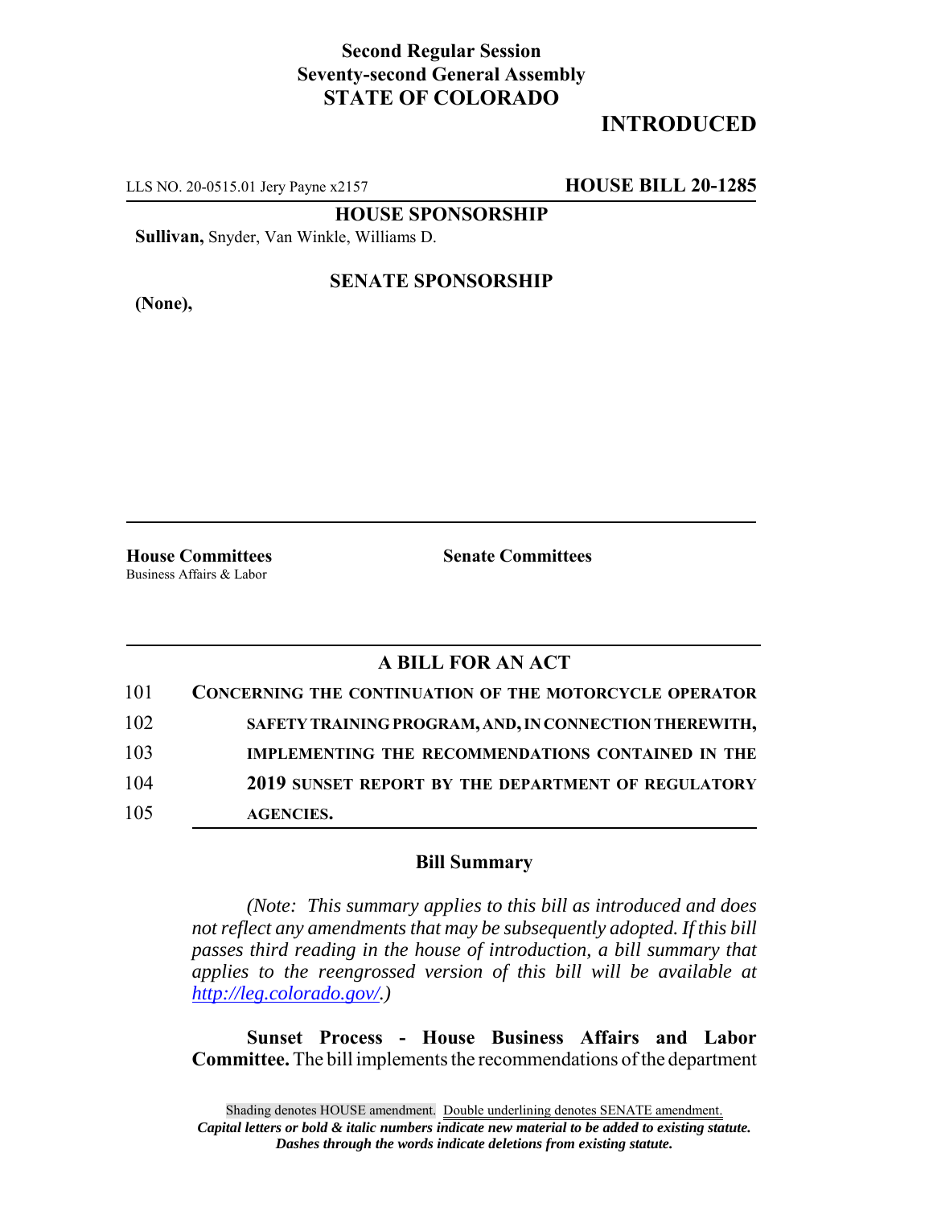**Second Regular Session**
**Seventy-second General Assembly**
**STATE OF COLORADO**

# INTRODUCED

LLS NO. 20-0515.01 Jery Payne x2157 **HOUSE BILL 20-1285**

**HOUSE SPONSORSHIP**

**Sullivan,** Snyder, Van Winkle, Williams D.

**SENATE SPONSORSHIP**

**(None),**

**House Committees**
Business Affairs & Labor

**Senate Committees**

## A BILL FOR AN ACT

101 **CONCERNING THE CONTINUATION OF THE MOTORCYCLE OPERATOR**
102 **SAFETY TRAINING PROGRAM, AND, IN CONNECTION THEREWITH,**
103 **IMPLEMENTING THE RECOMMENDATIONS CONTAINED IN THE**
104 **2019 SUNSET REPORT BY THE DEPARTMENT OF REGULATORY**
105 **AGENCIES.**

### Bill Summary

*(Note: This summary applies to this bill as introduced and does not reflect any amendments that may be subsequently adopted. If this bill passes third reading in the house of introduction, a bill summary that applies to the reengrossed version of this bill will be available at http://leg.colorado.gov/.)*

**Sunset Process - House Business Affairs and Labor Committee.** The bill implements the recommendations of the department

Shading denotes HOUSE amendment. Double underlining denotes SENATE amendment.
*Capital letters or bold & italic numbers indicate new material to be added to existing statute.*
*Dashes through the words indicate deletions from existing statute.*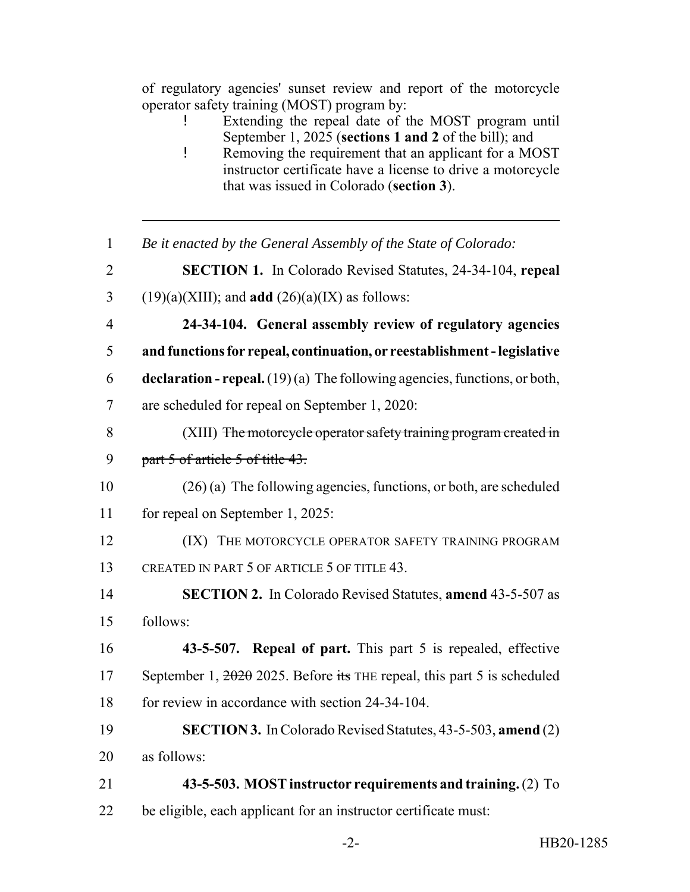of regulatory agencies' sunset review and report of the motorcycle operator safety training (MOST) program by:

- Extending the repeal date of the MOST program until September 1, 2025 (**sections 1 and 2** of the bill); and
- Removing the requirement that an applicant for a MOST instructor certificate have a license to drive a motorcycle that was issued in Colorado (**section 3**).

---

1 *Be it enacted by the General Assembly of the State of Colorado:*

2 **SECTION 1.** In Colorado Revised Statutes, 24-34-104, **repeal**
3 (19)(a)(XIII); and **add** (26)(a)(IX) as follows:

4 **24-34-104. General assembly review of regulatory agencies**
5 **and functions for repeal, continuation, or reestablishment - legislative**
6 **declaration - repeal.** (19) (a) The following agencies, functions, or both,
7 are scheduled for repeal on September 1, 2020:

8 (XIII) ~~The motorcycle operator safety training program created in~~
9 ~~part 5 of article 5 of title 43.~~

10 (26) (a) The following agencies, functions, or both, are scheduled
11 for repeal on September 1, 2025:

12 (IX) THE MOTORCYCLE OPERATOR SAFETY TRAINING PROGRAM
13 CREATED IN PART 5 OF ARTICLE 5 OF TITLE 43.

14 **SECTION 2.** In Colorado Revised Statutes, **amend** 43-5-507 as
15 follows:

16 **43-5-507. Repeal of part.** This part 5 is repealed, effective
17 September 1, ~~2020~~ 2025. Before ~~its~~ THE repeal, this part 5 is scheduled
18 for review in accordance with section 24-34-104.

19 **SECTION 3.** In Colorado Revised Statutes, 43-5-503, **amend** (2)
20 as follows:

21 **43-5-503. MOST instructor requirements and training.** (2) To
22 be eligible, each applicant for an instructor certificate must: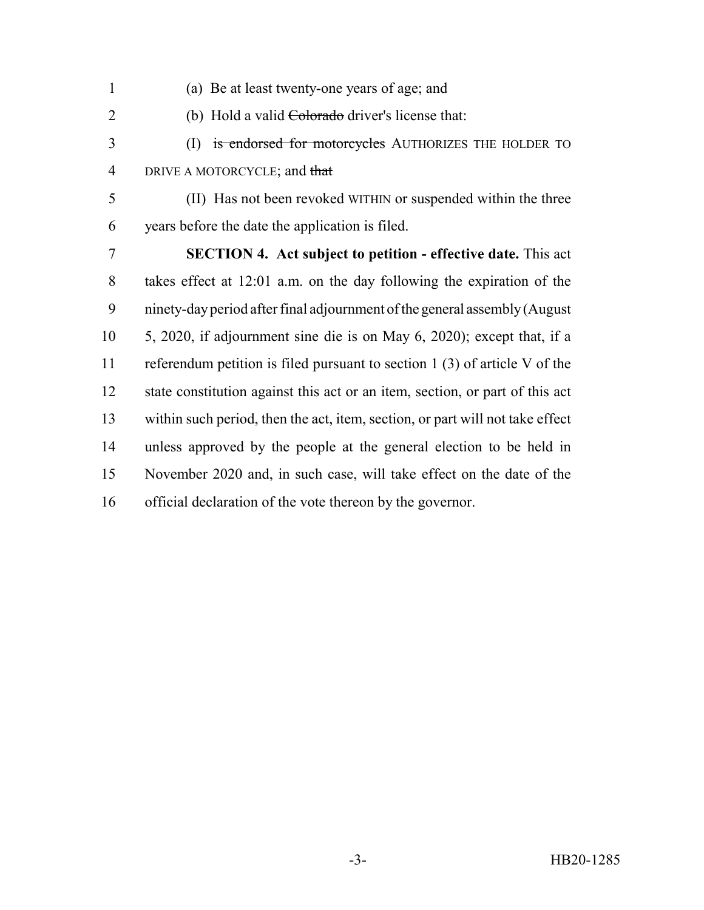(a) Be at least twenty-one years of age; and

(b) Hold a valid ~~Colorado~~ driver's license that:

(I) ~~is endorsed for motorcycles~~ AUTHORIZES THE HOLDER TO DRIVE A MOTORCYCLE; and ~~that~~

(II) Has not been revoked WITHIN or suspended within the three years before the date the application is filed.

**SECTION 4. Act subject to petition - effective date.** This act takes effect at 12:01 a.m. on the day following the expiration of the ninety-day period after final adjournment of the general assembly (August 5, 2020, if adjournment sine die is on May 6, 2020); except that, if a referendum petition is filed pursuant to section 1 (3) of article V of the state constitution against this act or an item, section, or part of this act within such period, then the act, item, section, or part will not take effect unless approved by the people at the general election to be held in November 2020 and, in such case, will take effect on the date of the official declaration of the vote thereon by the governor.